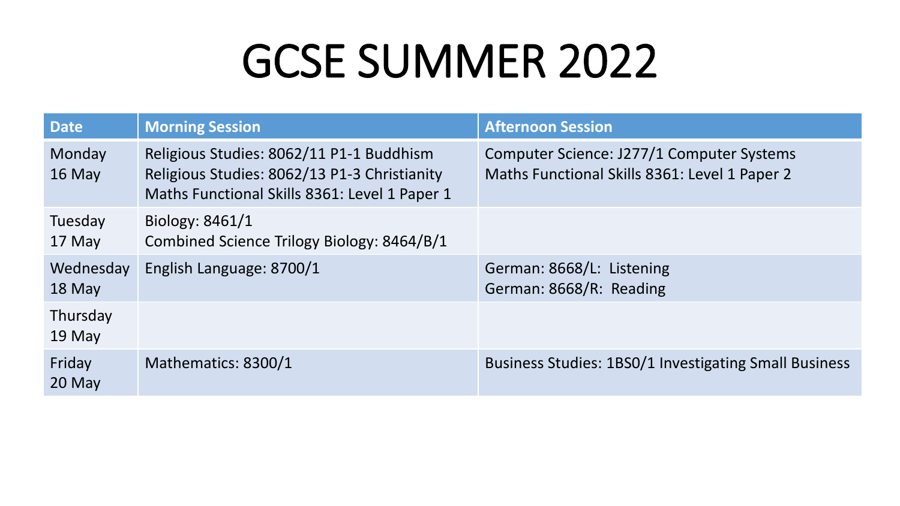# GCSE SUMMER 2022

| Date | Morning Session | Afternoon Session |
|---|---|---|
| Monday 16 May | Religious Studies: 8062/11 P1-1 Buddhism<br>Religious Studies: 8062/13 P1-3 Christianity<br>Maths Functional Skills 8361: Level 1 Paper 1 | Computer Science: J277/1 Computer Systems<br>Maths Functional Skills 8361: Level 1 Paper 2 |
| Tuesday 17 May | Biology: 8461/1<br>Combined Science Trilogy Biology: 8464/B/1 | |
| Wednesday 18 May | English Language: 8700/1 | German: 8668/L: Listening<br>German: 8668/R: Reading |
| Thursday 19 May | | |
| Friday 20 May | Mathematics: 8300/1 | Business Studies: 1BS0/1 Investigating Small Business |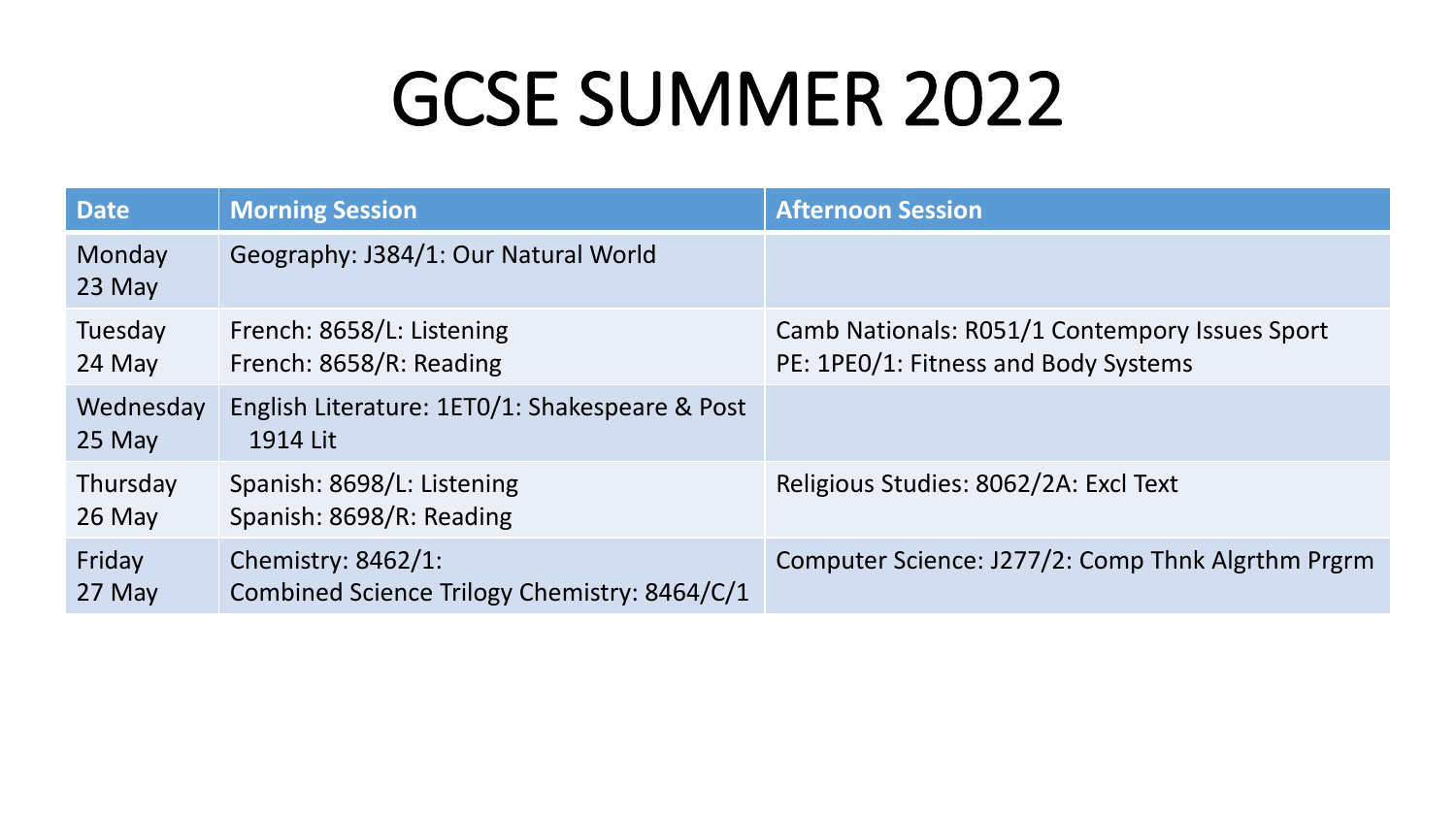# GCSE SUMMER 2022

| Date | Morning Session | Afternoon Session |
| --- | --- | --- |
| Monday 23 May | Geography: J384/1: Our Natural World | |
| Tuesday 24 May | French: 8658/L: Listening<br>French: 8658/R: Reading | Camb Nationals: R051/1 Contempory Issues Sport<br>PE: 1PE0/1: Fitness and Body Systems |
| Wednesday 25 May | English Literature: 1ET0/1: Shakespeare & Post 1914 Lit | |
| Thursday 26 May | Spanish: 8698/L: Listening<br>Spanish: 8698/R: Reading | Religious Studies: 8062/2A: Excl Text |
| Friday 27 May | Chemistry: 8462/1:<br>Combined Science Trilogy Chemistry: 8464/C/1 | Computer Science: J277/2: Comp Thnk Algrthm Prgrm |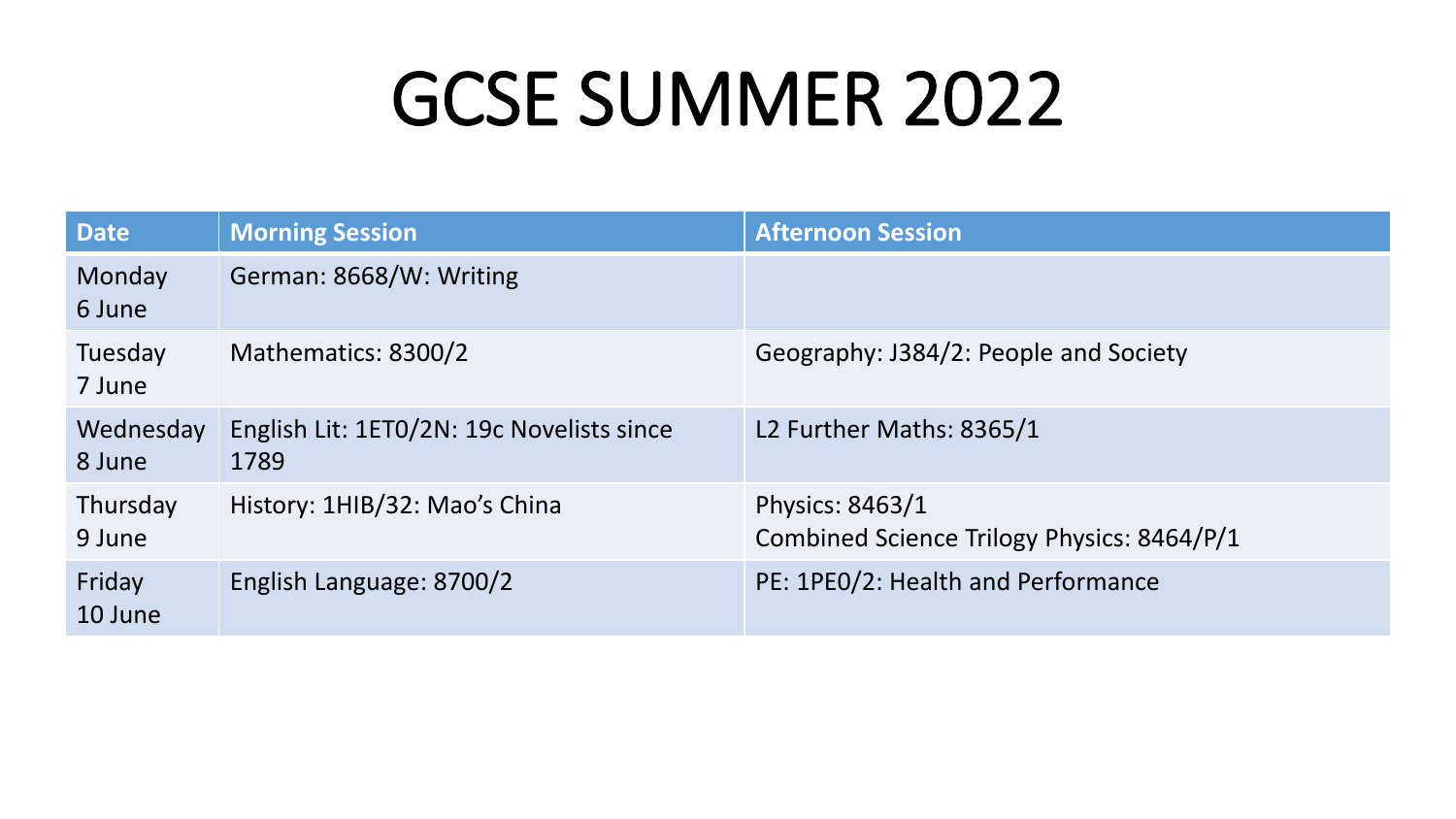# GCSE SUMMER 2022

| Date | Morning Session | Afternoon Session |
| --- | --- | --- |
| Monday 6 June | German: 8668/W: Writing | |
| Tuesday 7 June | Mathematics: 8300/2 | Geography: J384/2: People and Society |
| Wednesday 8 June | English Lit: 1ET0/2N: 19c Novelists since 1789 | L2 Further Maths: 8365/1 |
| Thursday 9 June | History: 1HIB/32: Mao's China | Physics: 8463/1<br>Combined Science Trilogy Physics: 8464/P/1 |
| Friday 10 June | English Language: 8700/2 | PE: 1PE0/2: Health and Performance |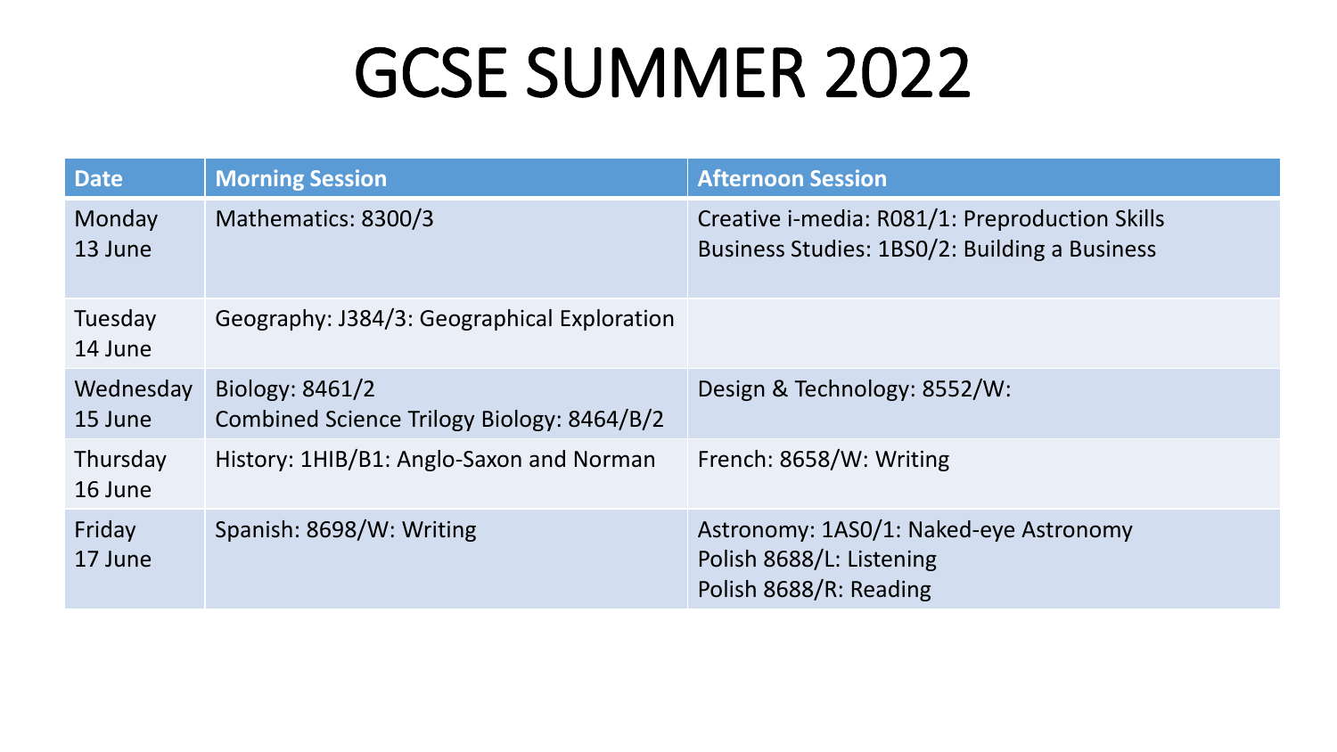# GCSE SUMMER 2022

| Date | Morning Session | Afternoon Session |
|---|---|---|
| Monday 13 June | Mathematics: 8300/3 | Creative i-media: R081/1: Preproduction Skills<br>Business Studies: 1BS0/2: Building a Business |
| Tuesday 14 June | Geography: J384/3: Geographical Exploration | |
| Wednesday 15 June | Biology: 8461/2<br>Combined Science Trilogy Biology: 8464/B/2 | Design & Technology: 8552/W: |
| Thursday 16 June | History: 1HIB/B1: Anglo-Saxon and Norman | French: 8658/W: Writing |
| Friday 17 June | Spanish: 8698/W: Writing | Astronomy: 1AS0/1: Naked-eye Astronomy<br>Polish 8688/L: Listening<br>Polish 8688/R: Reading |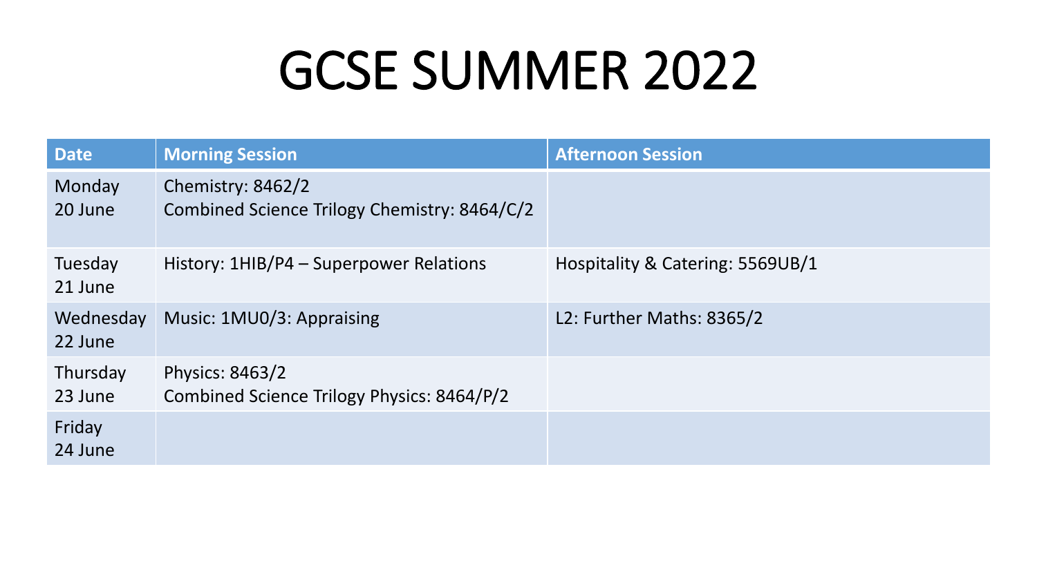# GCSE SUMMER 2022

| Date | Morning Session | Afternoon Session |
| --- | --- | --- |
| Monday 20 June | Chemistry: 8462/2<br>Combined Science Trilogy Chemistry: 8464/C/2 | |
| Tuesday 21 June | History: 1HIB/P4 – Superpower Relations | Hospitality & Catering: 5569UB/1 |
| Wednesday 22 June | Music: 1MU0/3: Appraising | L2: Further Maths: 8365/2 |
| Thursday 23 June | Physics: 8463/2<br>Combined Science Trilogy Physics: 8464/P/2 | |
| Friday 24 June | | |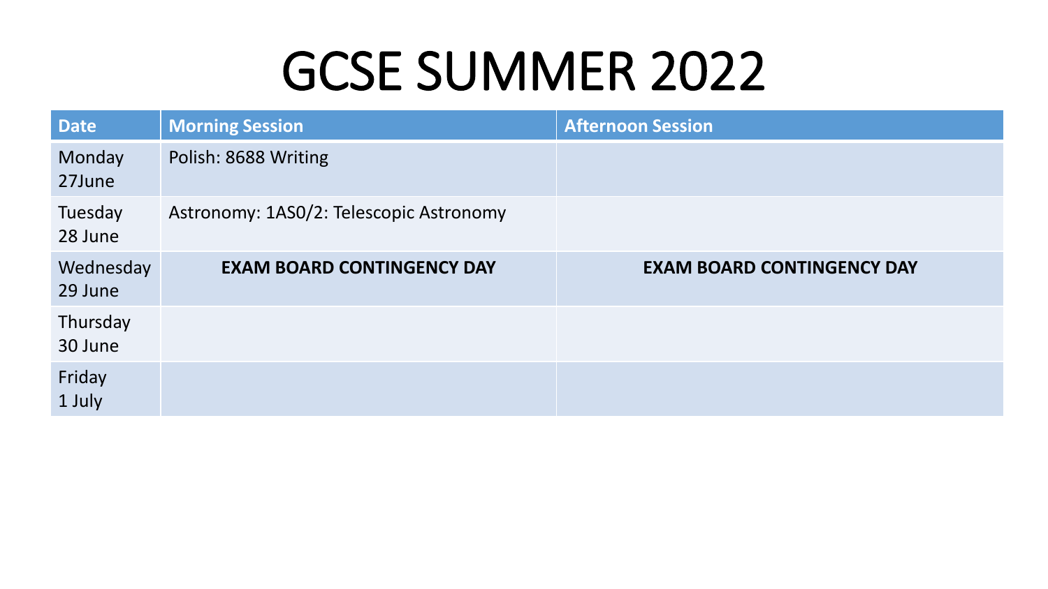# GCSE SUMMER 2022

| Date | Morning Session | Afternoon Session |
|---|---|---|
| Monday 27June | Polish: 8688 Writing | |
| Tuesday 28 June | Astronomy: 1AS0/2: Telescopic Astronomy | |
| Wednesday 29 June | **EXAM BOARD CONTINGENCY DAY** | **EXAM BOARD CONTINGENCY DAY** |
| Thursday 30 June | | |
| Friday 1 July | | |